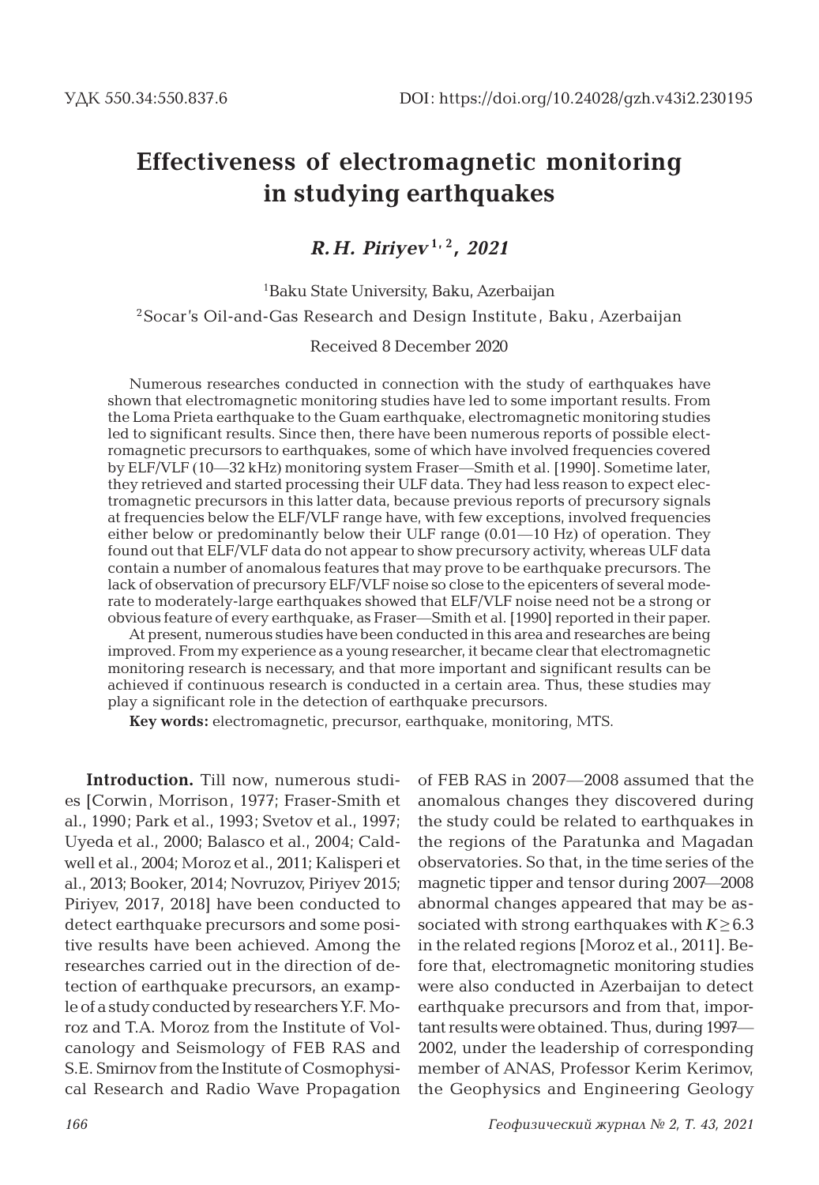УДК 550.34:550.837.6

DOI: https://doi.org/10.24028/gzh.v43i2.230195

# Effectiveness of electromagnetic monitoring in studying earthquakes

***R.H. Piriyev*** [1,2]***, 2021***

[1]Baku State University, Baku, Azerbaijan

[2]Socar's Oil-and-Gas Research and Design Institute, Baku, Azerbaijan

Received 8 December 2020

Numerous researches conducted in connection with the study of earthquakes have shown that electromagnetic monitoring studies have led to some important results. From the Loma Prieta earthquake to the Guam earthquake, electromagnetic monitoring studies led to significant results. Since then, there have been numerous reports of possible electromagnetic precursors to earthquakes, some of which have involved frequencies covered by ELF/VLF (10—32 kHz) monitoring system Fraser—Smith et al. [1990]. Sometime later, they retrieved and started processing their ULF data. They had less reason to expect electromagnetic precursors in this latter data, because previous reports of precursory signals at frequencies below the ELF/VLF range have, with few exceptions, involved frequencies either below or predominantly below their ULF range (0.01—10 Hz) of operation. They found out that ELF/VLF data do not appear to show precursory activity, whereas ULF data contain a number of anomalous features that may prove to be earthquake precursors. The lack of observation of precursory ELF/VLF noise so close to the epicenters of several moderate to moderately-large earthquakes showed that ELF/VLF noise need not be a strong or obvious feature of every earthquake, as Fraser—Smith et al. [1990] reported in their paper.

At present, numerous studies have been conducted in this area and researches are being improved. From my experience as a young researcher, it became clear that electromagnetic monitoring research is necessary, and that more important and significant results can be achieved if continuous research is conducted in a certain area. Thus, these studies may play a significant role in the detection of earthquake precursors.

**Key words:** electromagnetic, precursor, earthquake, monitoring, MTS.

**Introduction.** Till now, numerous studies [Corwin, Morrison, 1977; Fraser-Smith et al., 1990; Park et al., 1993; Svetov et al., 1997; Uyeda et al., 2000; Balasco et al., 2004; Caldwell et al., 2004; Moroz et al., 2011; Kalisperi et al., 2013; Booker, 2014; Novruzov, Piriyev 2015; Piriyev, 2017, 2018] have been conducted to detect earthquake precursors and some positive results have been achieved. Among the researches carried out in the direction of detection of earthquake precursors, an example of a study conducted by researchers Y.F. Moroz and T.A. Moroz from the Institute of Volcanology and Seismology of FEB RAS and S.E. Smirnov from the Institute of Cosmophysical Research and Radio Wave Propagation of FEB RAS in 2007—2008 assumed that the anomalous changes they discovered during the study could be related to earthquakes in the regions of the Paratunka and Magadan observatories. So that, in the time series of the magnetic tipper and tensor during 2007—2008 abnormal changes appeared that may be associated with strong earthquakes with $K \geq 6.3$ in the related regions [Moroz et al., 2011]. Before that, electromagnetic monitoring studies were also conducted in Azerbaijan to detect earthquake precursors and from that, important results were obtained. Thus, during 1997—2002, under the leadership of corresponding member of ANAS, Professor Kerim Kerimov, the Geophysics and Engineering Geology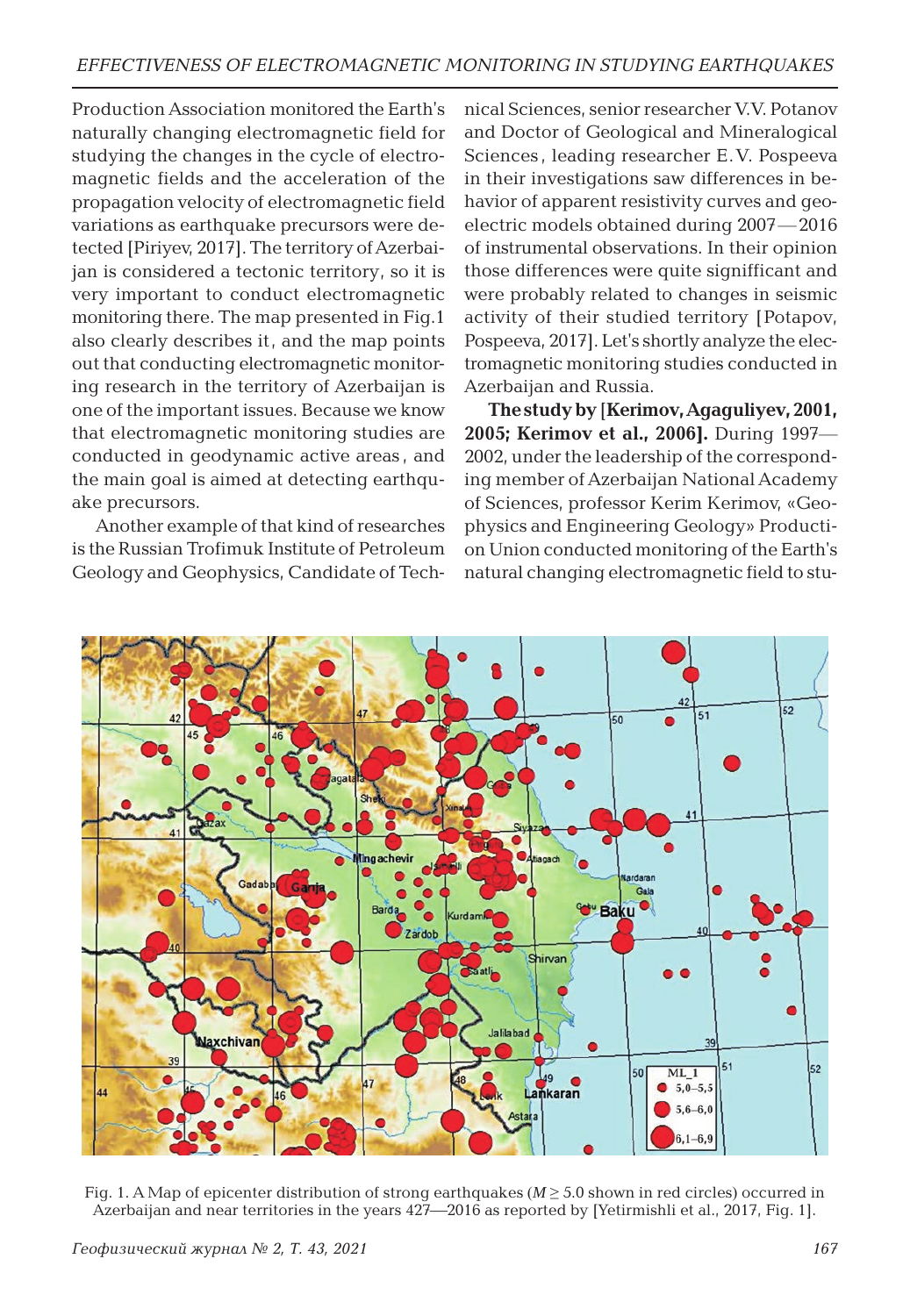Production Association monitored the Earth's naturally changing electromagnetic field for studying the changes in the cycle of electromagnetic fields and the acceleration of the propagation velocity of electromagnetic field variations as earthquake precursors were detected [Piriyev, 2017]. The territory of Azerbaijan is considered a tectonic territory, so it is very important to conduct electromagnetic monitoring there. The map presented in Fig.1 also clearly describes it, and the map points out that conducting electromagnetic monitoring research in the territory of Azerbaijan is one of the important issues. Because we know that electromagnetic monitoring studies are conducted in geodynamic active areas, and the main goal is aimed at detecting earthquake precursors.

Another example of that kind of researches is the Russian Trofimuk Institute of Petroleum Geology and Geophysics, Candidate of Technical Sciences, senior researcher V.V. Potanov and Doctor of Geological and Mineralogical Sciences, leading researcher E.V. Pospeeva in their investigations saw differences in behavior of apparent resistivity curves and geoelectric models obtained during 2007—2016 of instrumental observations. In their opinion those differences were quite signifficant and were probably related to changes in seismic activity of their studied territory [Potapov, Pospeeva, 2017]. Let's shortly analyze the electromagnetic monitoring studies conducted in Azerbaijan and Russia.

**The study by [Kerimov, Agaguliyev, 2001, 2005; Kerimov et al., 2006].** During 1997—2002, under the leadership of the corresponding member of Azerbaijan National Academy of Sciences, professor Kerim Kerimov, «Geophysics and Engineering Geology» Production Union conducted monitoring of the Earth's natural changing electromagnetic field to stu-

Fig. 1. A Map of epicenter distribution of strong earthquakes ($M \geq 5.0$ shown in red circles) occurred in Azerbaijan and near territories in the years 427—2016 as reported by [Yetirmishli et al., 2017, Fig. 1].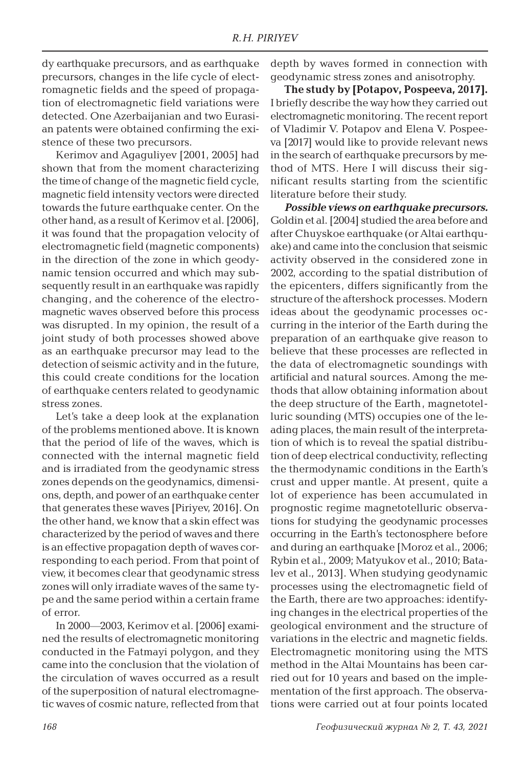dy earthquake precursors, and as earthquake precursors, changes in the life cycle of electromagnetic fields and the speed of propagation of electromagnetic field variations were detected. One Azerbaijanian and two Eurasian patents were obtained confirming the existence of these two precursors.

Kerimov and Agaguliyev [2001, 2005] had shown that from the moment characterizing the time of change of the magnetic field cycle, magnetic field intensity vectors were directed towards the future earthquake center. On the other hand, as a result of Kerimov et al. [2006], it was found that the propagation velocity of electromagnetic field (magnetic components) in the direction of the zone in which geodynamic tension occurred and which may subsequently result in an earthquake was rapidly changing, and the coherence of the electromagnetic waves observed before this process was disrupted. In my opinion, the result of a joint study of both processes showed above as an earthquake precursor may lead to the detection of seismic activity and in the future, this could create conditions for the location of earthquake centers related to geodynamic stress zones.

Let's take a deep look at the explanation of the problems mentioned above. It is known that the period of life of the waves, which is connected with the internal magnetic field and is irradiated from the geodynamic stress zones depends on the geodynamics, dimensions, depth, and power of an earthquake center that generates these waves [Piriyev, 2016]. On the other hand, we know that a skin effect was characterized by the period of waves and there is an effective propagation depth of waves corresponding to each period. From that point of view, it becomes clear that geodynamic stress zones will only irradiate waves of the same type and the same period within a certain frame of error.

In 2000—2003, Kerimov et al. [2006] examined the results of electromagnetic monitoring conducted in the Fatmayi polygon, and they came into the conclusion that the violation of the circulation of waves occurred as a result of the superposition of natural electromagnetic waves of cosmic nature, reflected from that depth by waves formed in connection with geodynamic stress zones and anisotrophy.

**The study by [Potapov, Pospeeva, 2017].** I briefly describe the way how they carried out electromagnetic monitoring. The recent report of Vladimir V. Potapov and Elena V. Pospeeva [2017] would like to provide relevant news in the search of earthquake precursors by method of MTS. Here I will discuss their significant results starting from the scientific literature before their study.

***Possible views on earthquake precursors.*** Goldin et al. [2004] studied the area before and after Chuyskoe earthquake (or Altai earthquake) and came into the conclusion that seismic activity observed in the considered zone in 2002, according to the spatial distribution of the epicenters, differs significantly from the structure of the aftershock processes. Modern ideas about the geodynamic processes occurring in the interior of the Earth during the preparation of an earthquake give reason to believe that these processes are reflected in the data of electromagnetic soundings with artificial and natural sources. Among the methods that allow obtaining information about the deep structure of the Earth, magnetotelluric sounding (MTS) occupies one of the leading places, the main result of the interpretation of which is to reveal the spatial distribution of deep electrical conductivity, reflecting the thermodynamic conditions in the Earth's crust and upper mantle. At present, quite a lot of experience has been accumulated in prognostic regime magnetotelluric observations for studying the geodynamic processes occurring in the Earth's tectonosphere before and during an earthquake [Moroz et al., 2006; Rybin et al., 2009; Matyukov et al., 2010; Batalev et al., 2013]. When studying geodynamic processes using the electromagnetic field of the Earth, there are two approaches: identifying changes in the electrical properties of the geological environment and the structure of variations in the electric and magnetic fields. Electromagnetic monitoring using the MTS method in the Altai Mountains has been carried out for 10 years and based on the implementation of the first approach. The observations were carried out at four points located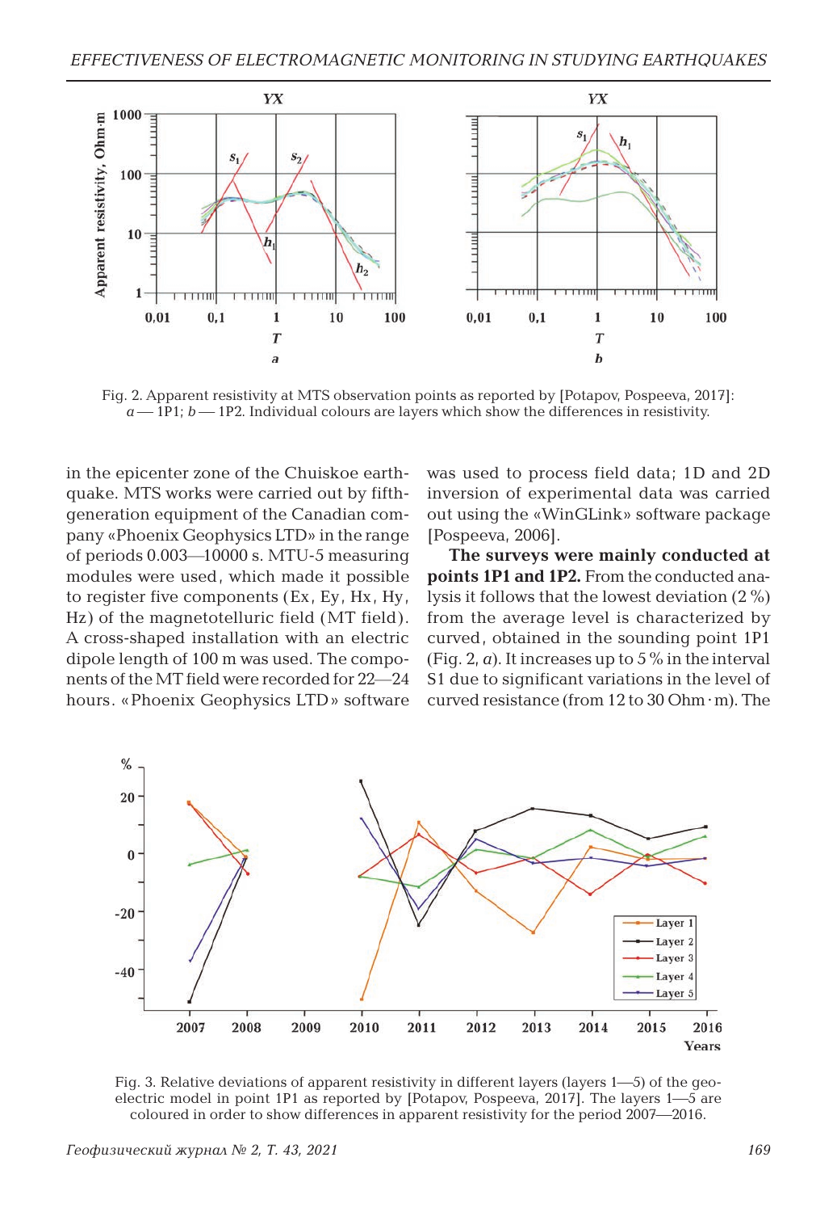Fig. 2. Apparent resistivity at MTS observation points as reported by [Potapov, Pospeeva, 2017]: *a* — 1P1; *b* — 1P2. Individual colours are layers which show the differences in resistivity.

in the epicenter zone of the Chuiskoe earthquake. MTS works were carried out by fifth-generation equipment of the Canadian company «Phoenix Geophysics LTD» in the range of periods 0.003—10000 s. MTU-5 measuring modules were used, which made it possible to register five components (Ex, Ey, Hx, Hy, Hz) of the magnetotelluric field (MT field). A cross-shaped installation with an electric dipole length of 100 m was used. The components of the MT field were recorded for 22—24 hours. «Phoenix Geophysics LTD» software was used to process field data; 1D and 2D inversion of experimental data was carried out using the «WinGLink» software package [Pospeeva, 2006].

**The surveys were mainly conducted at points 1P1 and 1P2.** From the conducted analysis it follows that the lowest deviation (2 %) from the average level is characterized by curved, obtained in the sounding point 1P1 (Fig. 2, *a*). It increases up to 5 % in the interval S1 due to significant variations in the level of curved resistance (from 12 to 30 Ohm · m). The

Fig. 3. Relative deviations of apparent resistivity in different layers (layers 1—5) of the geoelectric model in point 1P1 as reported by [Potapov, Pospeeva, 2017]. The layers 1—5 are coloured in order to show differences in apparent resistivity for the period 2007—2016.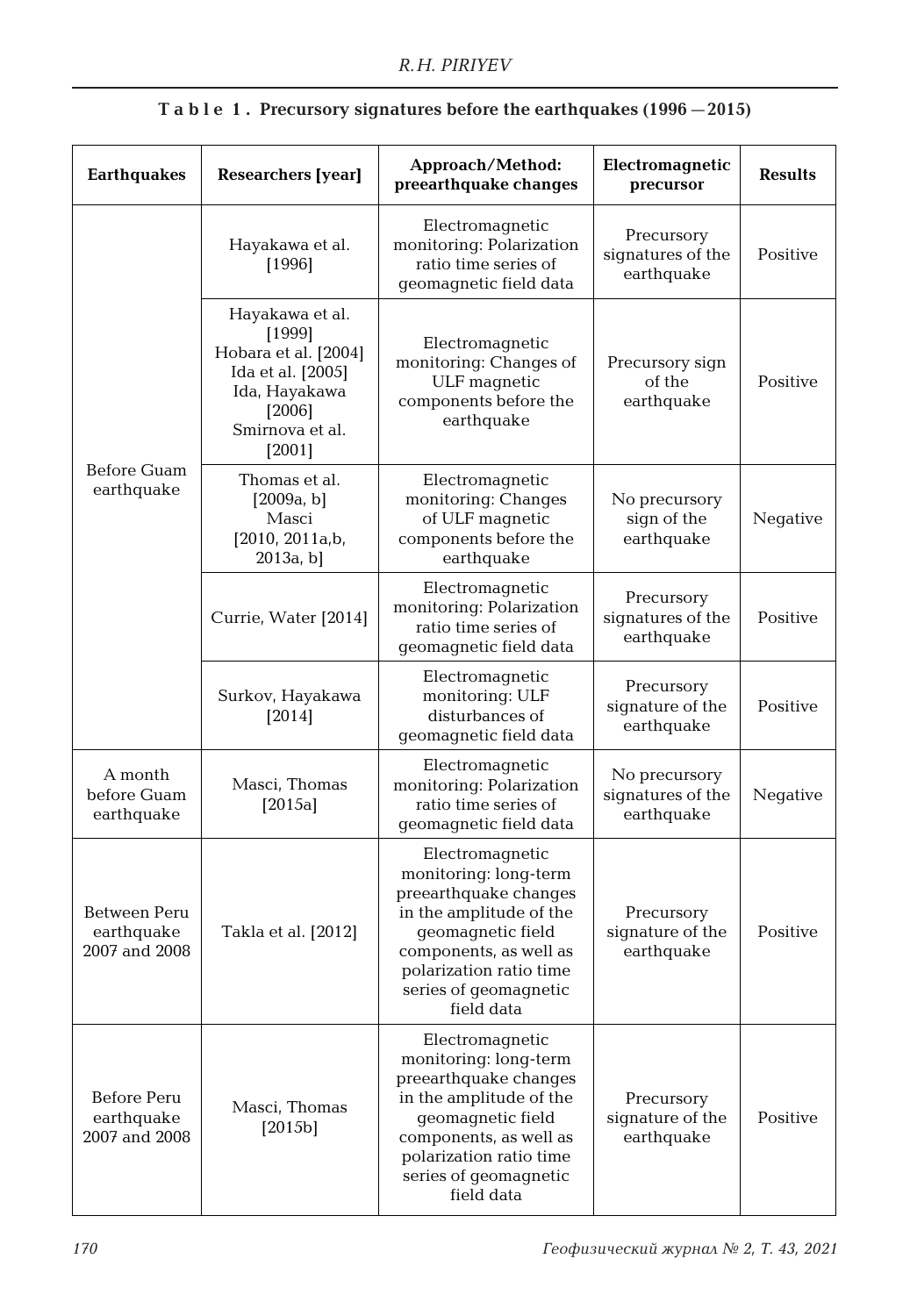**Table 1. Precursory signatures before the earthquakes (1996—2015)**

| Earthquakes | Researchers [year] | Approach/Method: preearthquake changes | Electromagnetic precursor | Results |
|---|---|---|---|---|
| Before Guam earthquake | Hayakawa et al. [1996] | Electromagnetic monitoring: Polarization ratio time series of geomagnetic field data | Precursory signatures of the earthquake | Positive |
| | Hayakawa et al. [1999] Hobara et al. [2004] Ida et al. [2005] Ida, Hayakawa [2006] Smirnova et al. [2001] | Electromagnetic monitoring: Changes of ULF magnetic components before the earthquake | Precursory sign of the earthquake | Positive |
| | Thomas et al. [2009a, b] Masci [2010, 2011a,b, 2013a, b] | Electromagnetic monitoring: Changes of ULF magnetic components before the earthquake | No precursory sign of the earthquake | Negative |
| | Currie, Water [2014] | Electromagnetic monitoring: Polarization ratio time series of geomagnetic field data | Precursory signatures of the earthquake | Positive |
| | Surkov, Hayakawa [2014] | Electromagnetic monitoring: ULF disturbances of geomagnetic field data | Precursory signature of the earthquake | Positive |
| A month before Guam earthquake | Masci, Thomas [2015a] | Electromagnetic monitoring: Polarization ratio time series of geomagnetic field data | No precursory signatures of the earthquake | Negative |
| Between Peru earthquake 2007 and 2008 | Takla et al. [2012] | Electromagnetic monitoring: long-term preearthquake changes in the amplitude of the geomagnetic field components, as well as polarization ratio time series of geomagnetic field data | Precursory signature of the earthquake | Positive |
| Before Peru earthquake 2007 and 2008 | Masci, Thomas [2015b] | Electromagnetic monitoring: long-term preearthquake changes in the amplitude of the geomagnetic field components, as well as polarization ratio time series of geomagnetic field data | Precursory signature of the earthquake | Positive |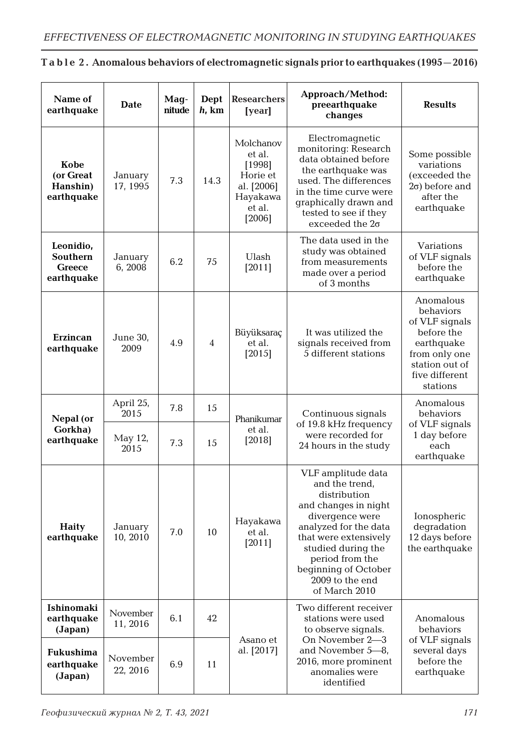**T a b l e 2 . Anomalous behaviors of electromagnetic signals prior to earthquakes (1995—2016)**

| Name of earthquake | Date | Magnitude | Dept *h*, km | Researchers [year] | Approach/Method: preearthquake changes | Results |
|---|---|---|---|---|---|---|
| **Kobe (or Great Hanshin) earthquake** | January 17, 1995 | 7.3 | 14.3 | Molchanov et al. [1998] Horie et al. [2006] Hayakawa et al. [2006] | Electromagnetic monitoring: Research data obtained before the earthquake was used. The differences in the time curve were graphically drawn and tested to see if they exceeded the 2σ | Some possible variations (exceeded the 2σ) before and after the earthquake |
| **Leonidio, Southern Greece earthquake** | January 6, 2008 | 6.2 | 75 | Ulash [2011] | The data used in the study was obtained from measurements made over a period of 3 months | Variations of VLF signals before the earthquake |
| **Erzincan earthquake** | June 30, 2009 | 4.9 | 4 | Büyüksaraç et al. [2015] | It was utilized the signals received from 5 different stations | Anomalous behaviors of VLF signals before the earthquake from only one station out of five different stations |
| **Nepal (or Gorkha) earthquake** | April 25, 2015 | 7.8 | 15 | Phanikumar et al. [2018] | Continuous signals of 19.8 kHz frequency were recorded for 24 hours in the study | Anomalous behaviors of VLF signals 1 day before each earthquake |
| | May 12, 2015 | 7.3 | 15 | | | |
| **Haity earthquake** | January 10, 2010 | 7.0 | 10 | Hayakawa et al. [2011] | VLF amplitude data and the trend, distribution and changes in night divergence were analyzed for the data that were extensively studied during the period from the beginning of October 2009 to the end of March 2010 | Ionospheric degradation 12 days before the earthquake |
| **Ishinomaki earthquake (Japan)** | November 11, 2016 | 6.1 | 42 | Asano et al. [2017] | Two different receiver stations were used to observe signals. On November 2—3 and November 5—8, 2016, more prominent anomalies were identified | Anomalous behaviors of VLF signals several days before the earthquake |
| **Fukushima earthquake (Japan)** | November 22, 2016 | 6.9 | 11 | | | |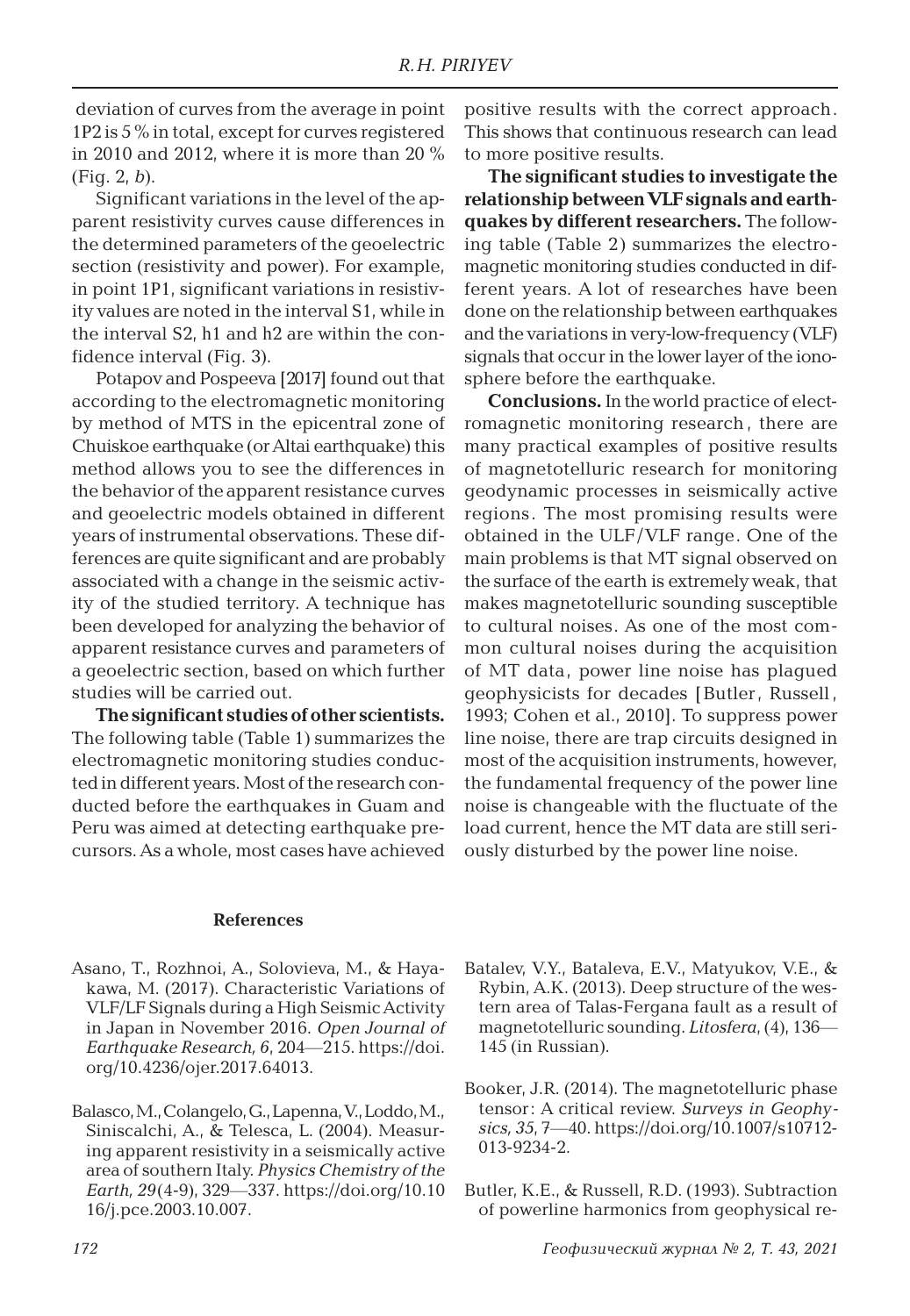deviation of curves from the average in point 1P2 is 5 % in total, except for curves registered in 2010 and 2012, where it is more than 20 % (Fig. 2, *b*).

Significant variations in the level of the apparent resistivity curves cause differences in the determined parameters of the geoelectric section (resistivity and power). For example, in point 1P1, significant variations in resistivity values are noted in the interval S1, while in the interval S2, h1 and h2 are within the confidence interval (Fig. 3).

Potapov and Pospeeva [2017] found out that according to the electromagnetic monitoring by method of MTS in the epicentral zone of Chuiskoe earthquake (or Altai earthquake) this method allows you to see the differences in the behavior of the apparent resistance curves and geoelectric models obtained in different years of instrumental observations. These differences are quite significant and are probably associated with a change in the seismic activity of the studied territory. A technique has been developed for analyzing the behavior of apparent resistance curves and parameters of a geoelectric section, based on which further studies will be carried out.

**The significant studies of other scientists.** The following table (Table 1) summarizes the electromagnetic monitoring studies conducted in different years. Most of the research conducted before the earthquakes in Guam and Peru was aimed at detecting earthquake precursors. As a whole, most cases have achieved positive results with the correct approach. This shows that continuous research can lead to more positive results.

**The significant studies to investigate the relationship between VLF signals and earthquakes by different researchers.** The following table (Table 2) summarizes the electromagnetic monitoring studies conducted in different years. A lot of researches have been done on the relationship between earthquakes and the variations in very-low-frequency (VLF) signals that occur in the lower layer of the ionosphere before the earthquake.

**Conclusions.** In the world practice of electromagnetic monitoring research, there are many practical examples of positive results of magnetotelluric research for monitoring geodynamic processes in seismically active regions. The most promising results were obtained in the ULF/VLF range. One of the main problems is that MT signal observed on the surface of the earth is extremely weak, that makes magnetotelluric sounding susceptible to cultural noises. As one of the most common cultural noises during the acquisition of MT data, power line noise has plagued geophysicists for decades [Butler, Russell, 1993; Cohen et al., 2010]. To suppress power line noise, there are trap circuits designed in most of the acquisition instruments, however, the fundamental frequency of the power line noise is changeable with the fluctuate of the load current, hence the MT data are still seriously disturbed by the power line noise.

## References

Asano, T., Rozhnoi, A., Solovieva, M., & Hayakawa, M. (2017). Characteristic Variations of VLF/LF Signals during a High Seismic Activity in Japan in November 2016. *Open Journal of Earthquake Research, 6*, 204—215. https://doi.org/10.4236/ojer.2017.64013.

Balasco, M., Colangelo, G., Lapenna, V., Loddo, M., Siniscalchi, A., & Telesca, L. (2004). Measuring apparent resistivity in a seismically active area of southern Italy. *Physics Chemistry of the Earth, 29*(4-9), 329—337. https://doi.org/10.1016/j.pce.2003.10.007.

Batalev, V.Y., Bataleva, E.V., Matyukov, V.E., & Rybin, A.K. (2013). Deep structure of the western area of Talas-Fergana fault as a result of magnetotelluric sounding. *Litosfera*, (4), 136—145 (in Russian).

Booker, J.R. (2014). The magnetotelluric phase tensor: A critical review. *Surveys in Geophysics, 35*, 7—40. https://doi.org/10.1007/s10712-013-9234-2.

Butler, K.E., & Russell, R.D. (1993). Subtraction of powerline harmonics from geophysical re-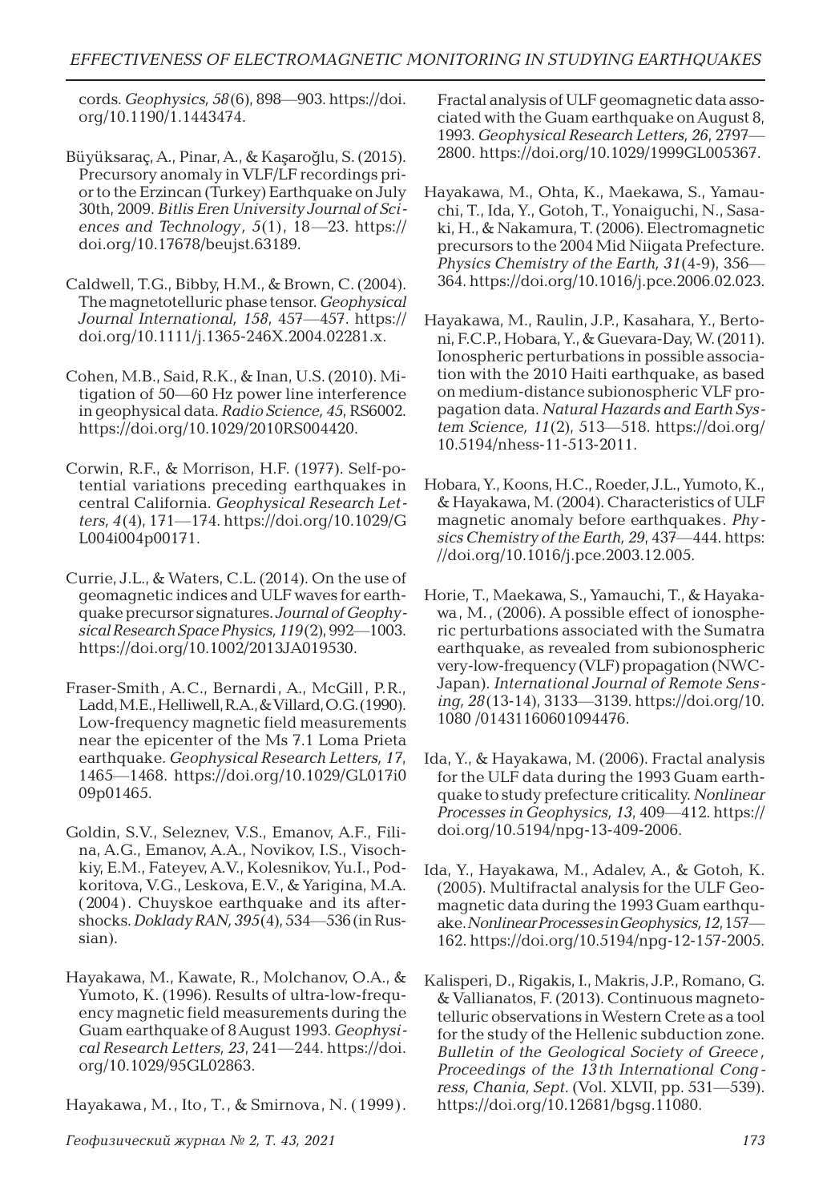cords. *Geophysics, 58*(6), 898—903. https://doi.org/10.1190/1.1443474.

Büyüksaraç, A., Pinar, A., & Kaşaroğlu, S. (2015). Precursory anomaly in VLF/LF recordings prior to the Erzincan (Turkey) Earthquake on July 30th, 2009. *Bitlis Eren University Journal of Sciences and Technology, 5*(1), 18—23. https://doi.org/10.17678/beujst.63189.

Caldwell, T.G., Bibby, H.M., & Brown, C. (2004). The magnetotelluric phase tensor. *Geophysical Journal International, 158*, 457—457. https://doi.org/10.1111/j.1365-246X.2004.02281.x.

Cohen, M.B., Said, R.K., & Inan, U.S. (2010). Mitigation of 50—60 Hz power line interference in geophysical data. *Radio Science, 45*, RS6002. https://doi.org/10.1029/2010RS004420.

Corwin, R.F., & Morrison, H.F. (1977). Self-potential variations preceding earthquakes in central California. *Geophysical Research Letters, 4*(4), 171—174. https://doi.org/10.1029/GL004i004p00171.

Currie, J.L., & Waters, C.L. (2014). On the use of geomagnetic indices and ULF waves for earthquake precursor signatures. *Journal of Geophysical Research Space Physics, 119*(2), 992—1003. https://doi.org/10.1002/2013JA019530.

Fraser-Smith, A.C., Bernardi, A., McGill, P.R., Ladd, M.E., Helliwell, R.A., & Villard, O.G. (1990). Low-frequency magnetic field measurements near the epicenter of the Ms 7.1 Loma Prieta earthquake. *Geophysical Research Letters, 17*, 1465—1468. https://doi.org/10.1029/GL017i009p01465.

Goldin, S.V., Seleznev, V.S., Emanov, A.F., Filina, A.G., Emanov, A.A., Novikov, I.S., Visochkiy, E.M., Fateyev, A.V., Kolesnikov, Yu.I., Podkoritova, V.G., Leskova, E.V., & Yarigina, M.A. (2004). Chuyskoe earthquake and its aftershocks. *Doklady RAN, 395*(4), 534—536 (in Russian).

Hayakawa, M., Kawate, R., Molchanov, O.A., & Yumoto, K. (1996). Results of ultra-low-frequency magnetic field measurements during the Guam earthquake of 8 August 1993. *Geophysical Research Letters, 23*, 241—244. https://doi.org/10.1029/95GL02863.

Hayakawa, M., Ito, T., & Smirnova, N. (1999). Fractal analysis of ULF geomagnetic data associated with the Guam earthquake on August 8, 1993. *Geophysical Research Letters, 26*, 2797—2800. https://doi.org/10.1029/1999GL005367.

Hayakawa, M., Ohta, K., Maekawa, S., Yamauchi, T., Ida, Y., Gotoh, T., Yonaiguchi, N., Sasaki, H., & Nakamura, T. (2006). Electromagnetic precursors to the 2004 Mid Niigata Prefecture. *Physics Chemistry of the Earth, 31*(4-9), 356—364. https://doi.org/10.1016/j.pce.2006.02.023.

Hayakawa, M., Raulin, J.P., Kasahara, Y., Bertoni, F.C.P., Hobara, Y., & Guevara-Day, W. (2011). Ionospheric perturbations in possible association with the 2010 Haiti earthquake, as based on medium-distance subionospheric VLF propagation data. *Natural Hazards and Earth System Science, 11*(2), 513—518. https://doi.org/10.5194/nhess-11-513-2011.

Hobara, Y., Koons, H.C., Roeder, J.L., Yumoto, K., & Hayakawa, M. (2004). Characteristics of ULF magnetic anomaly before earthquakes. *Physics Chemistry of the Earth, 29*, 437—444. https://doi.org/10.1016/j.pce.2003.12.005.

Horie, T., Maekawa, S., Yamauchi, T., & Hayakawa, M., (2006). A possible effect of ionospheric perturbations associated with the Sumatra earthquake, as revealed from subionospheric very-low-frequency (VLF) propagation (NWC-Japan). *International Journal of Remote Sensing, 28*(13-14), 3133—3139. https://doi.org/10.1080 /01431160601094476.

Ida, Y., & Hayakawa, M. (2006). Fractal analysis for the ULF data during the 1993 Guam earthquake to study prefecture criticality. *Nonlinear Processes in Geophysics, 13*, 409—412. https://doi.org/10.5194/npg-13-409-2006.

Ida, Y., Hayakawa, M., Adalev, A., & Gotoh, K. (2005). Multifractal analysis for the ULF Geomagnetic data during the 1993 Guam earthquake. *Nonlinear Processes in Geophysics, 12*, 157—162. https://doi.org/10.5194/npg-12-157-2005.

Kalisperi, D., Rigakis, I., Makris, J.P., Romano, G. & Vallianatos, F. (2013). Continuous magnetotelluric observations in Western Crete as a tool for the study of the Hellenic subduction zone. *Bulletin of the Geological Society of Greece, Proceedings of the 13th International Congress, Chania, Sept.* (Vol. XLVII, pp. 531—539). https://doi.org/10.12681/bgsg.11080.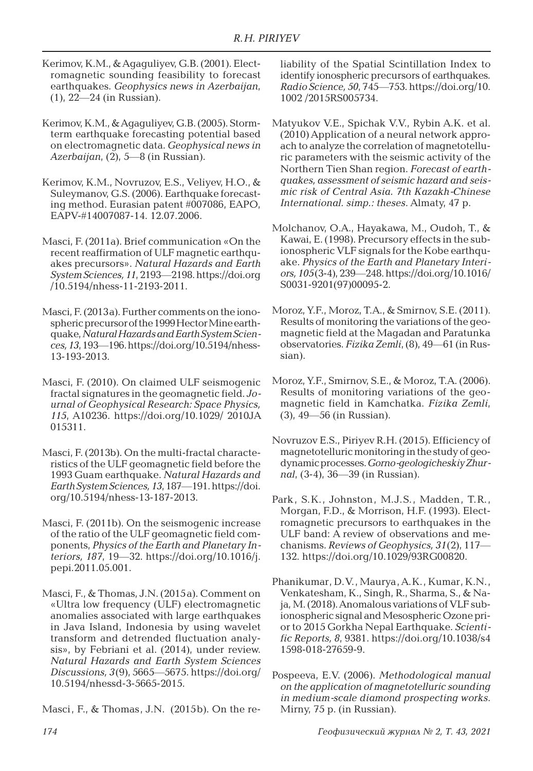Kerimov, K.M., & Agaguliyev, G.B. (2001). Electromagnetic sounding feasibility to forecast earthquakes. *Geophysics news in Azerbaijan*, (1), 22—24 (in Russian).

Kerimov, K.M., & Agaguliyev, G.B. (2005). Storm-term earthquake forecasting potential based on electromagnetic data. *Geophysical news in Azerbaijan*, (2), 5—8 (in Russian).

Kerimov, K.M., Novruzov, E.S., Veliyev, H.O., & Suleymanov, G.S. (2006). Earthquake forecasting method. Eurasian patent #007086, EAPO, EAPV-#14007087-14. 12.07.2006.

Masci, F. (2011a). Brief communication «On the recent reaffirmation of ULF magnetic earthquakes precursors». *Natural Hazards and Earth System Sciences, 11*, 2193—2198. https://doi.org/10.5194/nhess-11-2193-2011.

Masci, F. (2013a). Further comments on the ionospheric precursor of the 1999 Hector Mine earthquake, *Natural Hazards and Earth System Sciences, 13*, 193—196. https://doi.org/10.5194/nhess-13-193-2013.

Masci, F. (2010). On claimed ULF seismogenic fractal signatures in the geomagnetic field. *Journal of Geophysical Research: Space Physics, 115*, A10236. https://doi.org/10.1029/ 2010JA015311.

Masci, F. (2013b). On the multi-fractal characteristics of the ULF geomagnetic field before the 1993 Guam earthquake. *Natural Hazards and Earth System Sciences, 13*, 187—191. https://doi.org/10.5194/nhess-13-187-2013.

Masci, F. (2011b). On the seismogenic increase of the ratio of the ULF geomagnetic field components, *Physics of the Earth and Planetary Interiors, 187*, 19—32. https://doi.org/10.1016/j.pepi.2011.05.001.

Masci, F., & Thomas, J.N. (2015a). Comment on «Ultra low frequency (ULF) electromagnetic anomalies associated with large earthquakes in Java Island, Indonesia by using wavelet transform and detrended fluctuation analysis», by Febriani et al. (2014), under review. *Natural Hazards and Earth System Sciences Discussions, 3*(9), 5665—5675. https://doi.org/10.5194/nhessd-3-5665-2015.

Masci, F., & Thomas, J.N. (2015b). On the reliability of the Spatial Scintillation Index to identify ionospheric precursors of earthquakes. *Radio Science, 50*, 745—753. https://doi.org/10.1002 /2015RS005734.

Matyukov V.E., Spichak V.V., Rybin A.K. et al. (2010) Application of a neural network approach to analyze the correlation of magnetotelluric parameters with the seismic activity of the Northern Tien Shan region. *Forecast of earthquakes, assessment of seismic hazard and seismic risk of Central Asia. 7th Kazakh-Chinese International. simp.: theses*. Almaty, 47 p.

Molchanov, O.A., Hayakawa, M., Oudoh, T., & Kawai, E. (1998). Precursory effects in the subionospheric VLF signals for the Kobe earthquake. *Physics of the Earth and Planetary Interiors, 105*(3-4), 239—248. https://doi.org/10.1016/S0031-9201(97)00095-2.

Moroz, Y.F., Moroz, T.A., & Smirnov, S.E. (2011). Results of monitoring the variations of the geomagnetic field at the Magadan and Paratunka observatories. *Fizika Zemli*, (8), 49—61 (in Russian).

Moroz, Y.F., Smirnov, S.E., & Moroz, T.A. (2006). Results of monitoring variations of the geomagnetic field in Kamchatka. *Fizika Zemli*, (3), 49—56 (in Russian).

Novruzov E.S., Piriyev R.H. (2015). Efficiency of magnetotelluric monitoring in the study of geodynamic processes. *Gorno-geologicheskiy Zhurnal*, (3-4), 36—39 (in Russian).

Park, S.K., Johnston, M.J.S., Madden, T.R., Morgan, F.D., & Morrison, H.F. (1993). Electromagnetic precursors to earthquakes in the ULF band: A review of observations and mechanisms. *Reviews of Geophysics, 31*(2), 117—132. https://doi.org/10.1029/93RG00820.

Phanikumar, D.V., Maurya, A.K., Kumar, K.N., Venkatesham, K., Singh, R., Sharma, S., & Naja, M. (2018). Anomalous variations of VLF subionospheric signal and Mesospheric Ozone prior to 2015 Gorkha Nepal Earthquake. *Scientific Reports, 8*, 9381. https://doi.org/10.1038/s41598-018-27659-9.

Pospeeva, E.V. (2006). *Methodological manual on the application of magnetotelluric sounding in medium-scale diamond prospecting works*. Mirny, 75 p. (in Russian).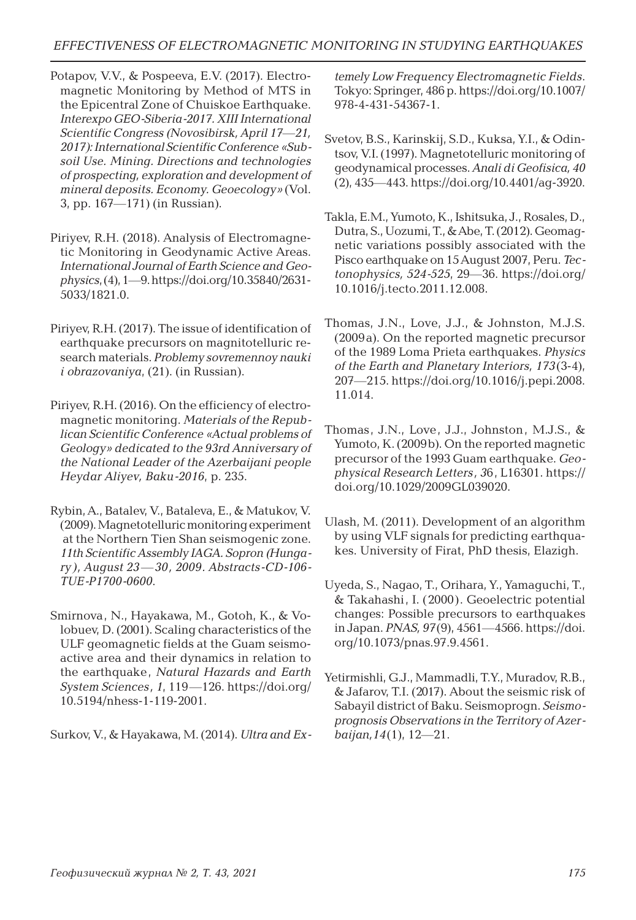Potapov, V.V., & Pospeeva, E.V. (2017). Electromagnetic Monitoring by Method of MTS in the Epicentral Zone of Chuiskoe Earthquake. *Interexpo GEO-Siberia-2017. XIII International Scientific Congress (Novosibirsk, April 17—21, 2017): International Scientific Conference «Subsoil Use. Mining. Directions and technologies of prospecting, exploration and development of mineral deposits. Economy. Geoecology»* (Vol. 3, pp. 167—171) (in Russian).

Piriyev, R.H. (2018). Analysis of Electromagnetic Monitoring in Geodynamic Active Areas. *International Journal of Earth Science and Geophysics*, (4), 1—9. https://doi.org/10.35840/2631-5033/1821.0.

Piriyev, R.H. (2017). The issue of identification of earthquake precursors on magnitotelluric research materials. *Problemy sovremennoy nauki i obrazovaniya*, (21). (in Russian).

Piriyev, R.H. (2016). On the efficiency of electromagnetic monitoring. *Materials of the Republican Scientific Conference «Actual problems of Geology» dedicated to the 93rd Anniversary of the National Leader of the Azerbaijani people Heydar Aliyev, Baku-2016*, p. 235.

Rybin, A., Batalev, V., Bataleva, E., & Matukov, V. (2009). Magnetotelluric monitoring experiment at the Northern Tien Shan seismogenic zone. *11th Scientific Assembly IAGA. Sopron (Hungary), August 23—30, 2009. Abstracts-CD-106-TUE-P1700-0600*.

Smirnova, N., Hayakawa, M., Gotoh, K., & Volobuev, D. (2001). Scaling characteristics of the ULF geomagnetic fields at the Guam seismoactive area and their dynamics in relation to the earthquake, *Natural Hazards and Earth System Sciences*, *1*, 119—126. https://doi.org/10.5194/nhess-1-119-2001.

Surkov, V., & Hayakawa, M. (2014). *Ultra and Extemely Low Frequency Electromagnetic Fields*. Tokyo: Springer, 486 p. https://doi.org/10.1007/978-4-431-54367-1.

Svetov, B.S., Karinskij, S.D., Kuksa, Y.I., & Odintsov, V.I. (1997). Magnetotelluric monitoring of geodynamical processes. *Anali di Geofisica, 40* (2), 435—443. https://doi.org/10.4401/ag-3920.

Takla, E.M., Yumoto, K., Ishitsuka, J., Rosales, D., Dutra, S., Uozumi, T., & Abe, T. (2012). Geomagnetic variations possibly associated with the Pisco earthquake on 15 August 2007, Peru. *Tectonophysics, 524-525*, 29—36. https://doi.org/10.1016/j.tecto.2011.12.008.

Thomas, J.N., Love, J.J., & Johnston, M.J.S. (2009a). On the reported magnetic precursor of the 1989 Loma Prieta earthquakes. *Physics of the Earth and Planetary Interiors, 173*(3-4), 207—215. https://doi.org/10.1016/j.pepi.2008.11.014.

Thomas, J.N., Love, J.J., Johnston, M.J.S., & Yumoto, K. (2009b). On the reported magnetic precursor of the 1993 Guam earthquake. *Geophysical Research Letters, 36*, L16301. https://doi.org/10.1029/2009GL039020.

Ulash, M. (2011). Development of an algorithm by using VLF signals for predicting earthquakes. University of Firat, PhD thesis, Elazigh.

Uyeda, S., Nagao, T., Orihara, Y., Yamaguchi, T., & Takahashi, I. (2000). Geoelectric potential changes: Possible precursors to earthquakes in Japan. *PNAS, 97*(9), 4561—4566. https://doi.org/10.1073/pnas.97.9.4561.

Yetirmishli, G.J., Mammadli, T.Y., Muradov, R.B., & Jafarov, T.I. (2017). About the seismic risk of Sabayil district of Baku. Seismoprogn. *Seismoprognosis Observations in the Territory of Azerbaijan, 14*(1), 12—21.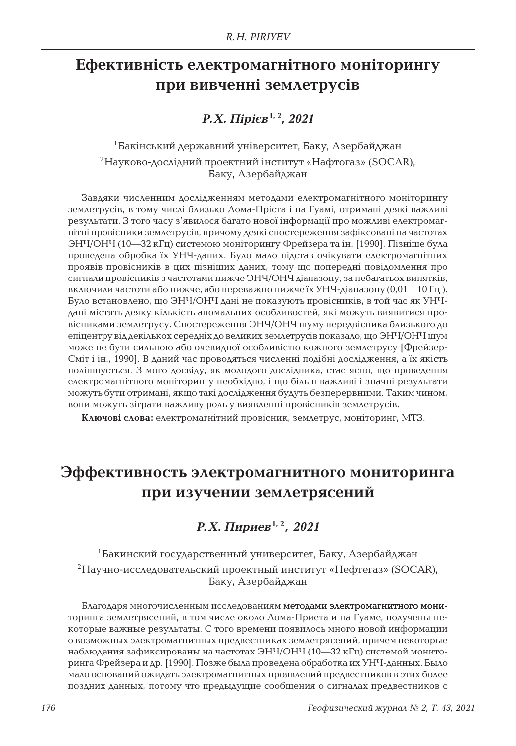# Ефективність електромагнітного моніторингу при вивченні землетрусів

### *Р.Х. Пірієв*[1, 2]*, 2021*

[1]Бакінський державний університет, Баку, Азербайджан

[2]Науково-дослідний проектний інститут «Нафтогаз» (SOCAR), Баку, Азербайджан

Завдяки численним дослідженням методами електромагнітного моніторингу землетрусів, в тому числі близько Лома-Прієта і на Гуамі, отримані деякі важливі результати. З того часу з'явилося багато нової інформації про можливі електромагнітні провісники землетрусів, причому деякі спостереження зафіксовані на частотах ЭНЧ/ОНЧ (10—32 кГц) системою моніторингу Фрейзера та ін. [1990]. Пізніше була проведена обробка їх УНЧ-даних. Було мало підстав очікувати електромагнітних проявів провісників в цих пізніших даних, тому що попередні повідомлення про сигнали провісників з частотами нижче ЭНЧ/ОНЧ діапазону, за небагатьох винятків, включили частоти або нижче, або переважно нижче їх УНЧ-діапазону (0,01—10 Гц ). Було встановлено, що ЭНЧ/ОНЧ дані не показують провісників, в той час як УНЧ-дані містять деяку кількість аномальних особливостей, які можуть виявитися провісниками землетрусу. Спостереження ЭНЧ/ОНЧ шуму передвісника близького до епіцентру від декількох середніх до великих землетрусів показало, що ЭНЧ/ОНЧ шум може не бути сильною або очевидною особливістю кожного землетрусу [Фрейзер-Сміт і ін., 1990]. В даний час проводяться численні подібні дослідження, а їх якість поліпшується. З мого досвіду, як молодого дослідника, стає ясно, що проведення електромагнітного моніторингу необхідно, і що більш важливі і значні результати можуть бути отримані, якщо такі дослідження будуть безперервними. Таким чином, вони можуть зіграти важливу роль у виявленні провісників землетрусів.

**Ключові слова:** електромагнітний провісник, землетрус, моніторинг, МТЗ.

# Эффективность электромагнитного мониторинга при изучении землетрясений

### *Р.Х. Пириев*[1, 2]*, 2021*

[1]Бакинский государственный университет, Баку, Азербайджан

[2]Научно-исследовательский проектный институт «Нефтегаз» (SOCAR), Баку, Азербайджан

Благодаря многочисленным исследованиям методами электромагнитного мониторинга землетрясений, в том числе около Лома-Приета и на Гуаме, получены некоторые важные результаты. С того времени появилось много новой информации о возможных электромагнитных предвестниках землетрясений, причем некоторые наблюдения зафиксированы на частотах ЭНЧ/ОНЧ (10—32 кГц) системой мониторинга Фрейзера и др. [1990]. Позже была проведена обработка их УНЧ-данных. Было мало оснований ожидать электромагнитных проявлений предвестников в этих более поздних данных, потому что предыдущие сообщения о сигналах предвестников с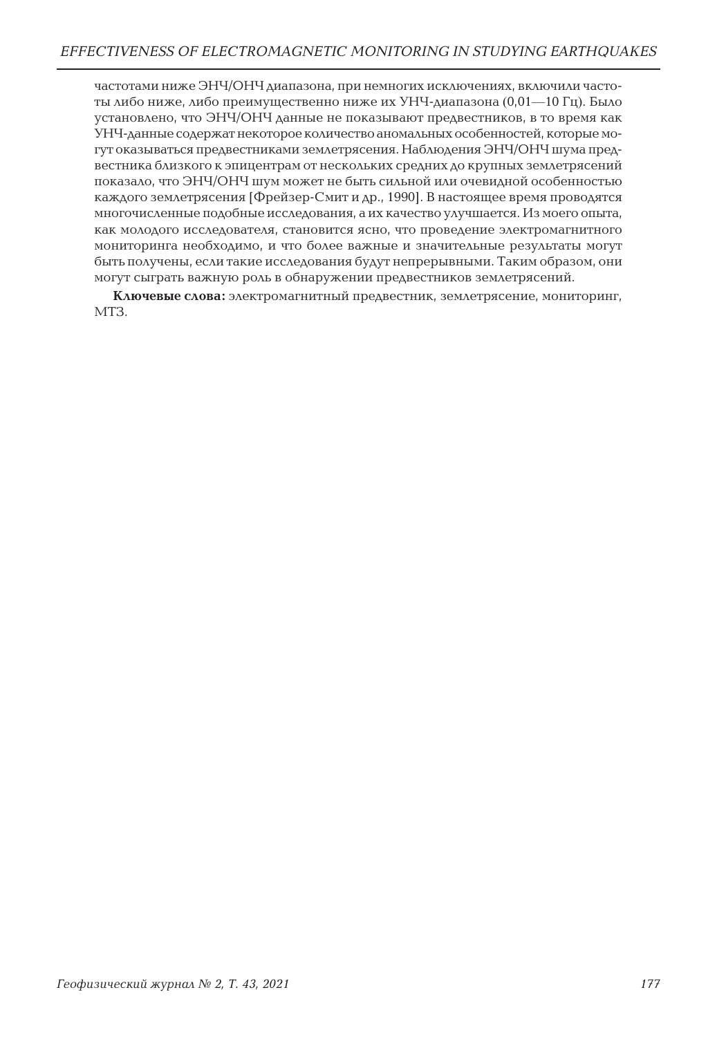частотами ниже ЭНЧ/ОНЧ диапазона, при немногих исключениях, включили частоты либо ниже, либо преимущественно ниже их УНЧ-диапазона (0,01—10 Гц). Было установлено, что ЭНЧ/ОНЧ данные не показывают предвестников, в то время как УНЧ-данные содержат некоторое количество аномальных особенностей, которые могут оказываться предвестниками землетрясения. Наблюдения ЭНЧ/ОНЧ шума предвестника близкого к эпицентрам от нескольких средних до крупных землетрясений показало, что ЭНЧ/ОНЧ шум может не быть сильной или очевидной особенностью каждого землетрясения [Фрейзер-Смит и др., 1990]. В настоящее время проводятся многочисленные подобные исследования, а их качество улучшается. Из моего опыта, как молодого исследователя, становится ясно, что проведение электромагнитного мониторинга необходимо, и что более важные и значительные результаты могут быть получены, если такие исследования будут непрерывными. Таким образом, они могут сыграть важную роль в обнаружении предвестников землетрясений.

**Ключевые слова:** электромагнитный предвестник, землетрясение, мониторинг, МТЗ.